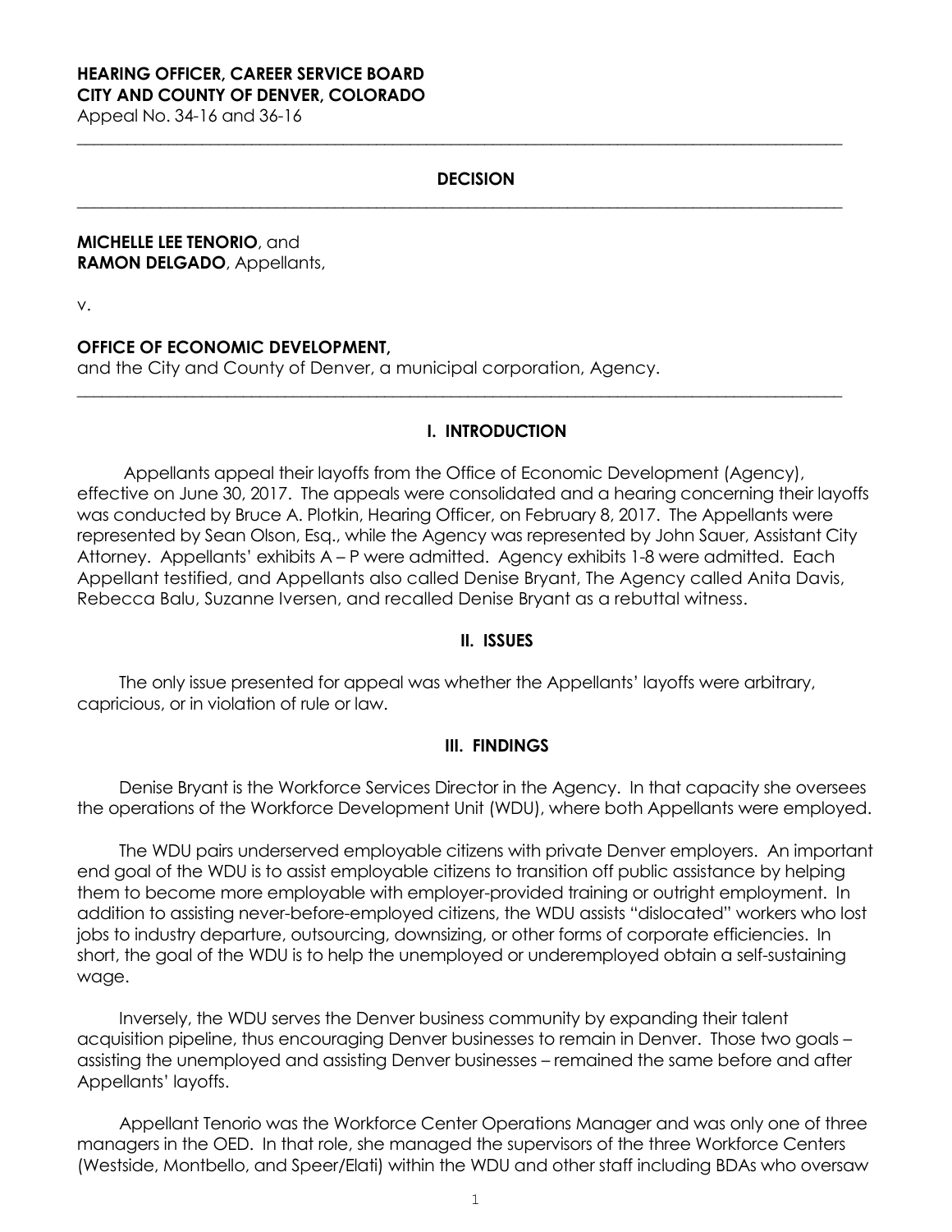**HEARING OFFICER, CAREER SERVICE BOARD**
**CITY AND COUNTY OF DENVER, COLORADO**
Appeal No. 34-16 and 36-16

---

**DECISION**

---

**MICHELLE LEE TENORIO**, and
**RAMON DELGADO**, Appellants,

v.

**OFFICE OF ECONOMIC DEVELOPMENT,**
and the City and County of Denver, a municipal corporation, Agency.

---

## I. INTRODUCTION

Appellants appeal their layoffs from the Office of Economic Development (Agency), effective on June 30, 2017. The appeals were consolidated and a hearing concerning their layoffs was conducted by Bruce A. Plotkin, Hearing Officer, on February 8, 2017. The Appellants were represented by Sean Olson, Esq., while the Agency was represented by John Sauer, Assistant City Attorney. Appellants' exhibits A – P were admitted. Agency exhibits 1-8 were admitted. Each Appellant testified, and Appellants also called Denise Bryant, The Agency called Anita Davis, Rebecca Balu, Suzanne Iversen, and recalled Denise Bryant as a rebuttal witness.

## II. ISSUES

The only issue presented for appeal was whether the Appellants' layoffs were arbitrary, capricious, or in violation of rule or law.

## III. FINDINGS

Denise Bryant is the Workforce Services Director in the Agency. In that capacity she oversees the operations of the Workforce Development Unit (WDU), where both Appellants were employed.

The WDU pairs underserved employable citizens with private Denver employers. An important end goal of the WDU is to assist employable citizens to transition off public assistance by helping them to become more employable with employer-provided training or outright employment. In addition to assisting never-before-employed citizens, the WDU assists "dislocated" workers who lost jobs to industry departure, outsourcing, downsizing, or other forms of corporate efficiencies. In short, the goal of the WDU is to help the unemployed or underemployed obtain a self-sustaining wage.

Inversely, the WDU serves the Denver business community by expanding their talent acquisition pipeline, thus encouraging Denver businesses to remain in Denver. Those two goals – assisting the unemployed and assisting Denver businesses – remained the same before and after Appellants' layoffs.

Appellant Tenorio was the Workforce Center Operations Manager and was only one of three managers in the OED. In that role, she managed the supervisors of the three Workforce Centers (Westside, Montbello, and Speer/Elati) within the WDU and other staff including BDAs who oversaw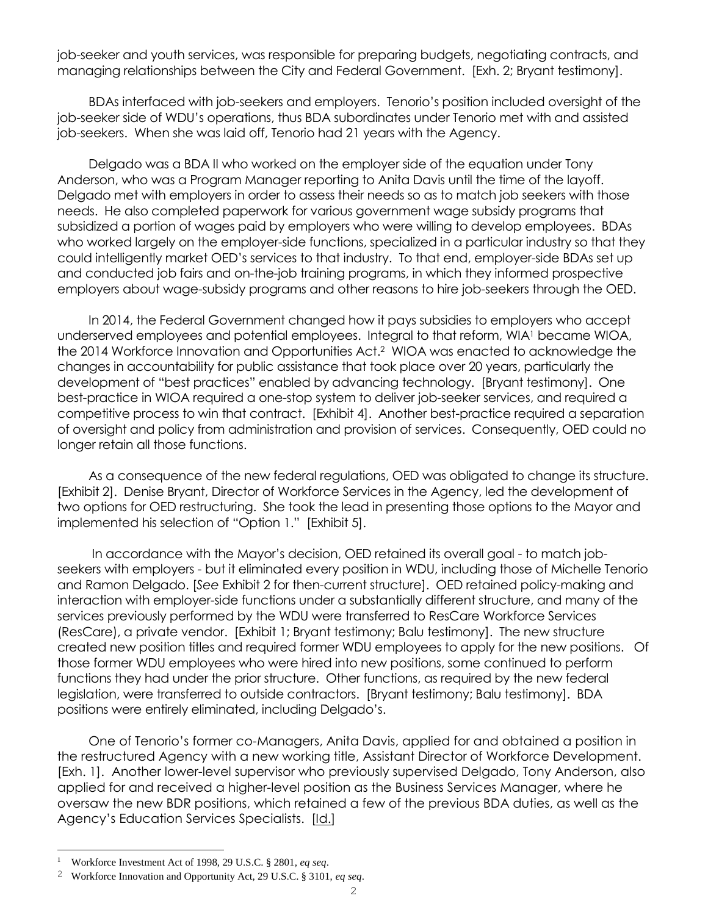job-seeker and youth services, was responsible for preparing budgets, negotiating contracts, and managing relationships between the City and Federal Government. [Exh. 2; Bryant testimony].

BDAs interfaced with job-seekers and employers. Tenorio's position included oversight of the job-seeker side of WDU's operations, thus BDA subordinates under Tenorio met with and assisted job-seekers. When she was laid off, Tenorio had 21 years with the Agency.

Delgado was a BDA II who worked on the employer side of the equation under Tony Anderson, who was a Program Manager reporting to Anita Davis until the time of the layoff. Delgado met with employers in order to assess their needs so as to match job seekers with those needs. He also completed paperwork for various government wage subsidy programs that subsidized a portion of wages paid by employers who were willing to develop employees. BDAs who worked largely on the employer-side functions, specialized in a particular industry so that they could intelligently market OED's services to that industry. To that end, employer-side BDAs set up and conducted job fairs and on-the-job training programs, in which they informed prospective employers about wage-subsidy programs and other reasons to hire job-seekers through the OED.

In 2014, the Federal Government changed how it pays subsidies to employers who accept underserved employees and potential employees. Integral to that reform, WIA[1] became WIOA, the 2014 Workforce Innovation and Opportunities Act.[2] WIOA was enacted to acknowledge the changes in accountability for public assistance that took place over 20 years, particularly the development of "best practices" enabled by advancing technology. [Bryant testimony]. One best-practice in WIOA required a one-stop system to deliver job-seeker services, and required a competitive process to win that contract. [Exhibit 4]. Another best-practice required a separation of oversight and policy from administration and provision of services. Consequently, OED could no longer retain all those functions.

As a consequence of the new federal regulations, OED was obligated to change its structure. [Exhibit 2]. Denise Bryant, Director of Workforce Services in the Agency, led the development of two options for OED restructuring. She took the lead in presenting those options to the Mayor and implemented his selection of "Option 1." [Exhibit 5].

In accordance with the Mayor's decision, OED retained its overall goal - to match job-seekers with employers - but it eliminated every position in WDU, including those of Michelle Tenorio and Ramon Delgado. [*See* Exhibit 2 for then-current structure]. OED retained policy-making and interaction with employer-side functions under a substantially different structure, and many of the services previously performed by the WDU were transferred to ResCare Workforce Services (ResCare), a private vendor. [Exhibit 1; Bryant testimony; Balu testimony]. The new structure created new position titles and required former WDU employees to apply for the new positions. Of those former WDU employees who were hired into new positions, some continued to perform functions they had under the prior structure. Other functions, as required by the new federal legislation, were transferred to outside contractors. [Bryant testimony; Balu testimony]. BDA positions were entirely eliminated, including Delgado's.

One of Tenorio's former co-Managers, Anita Davis, applied for and obtained a position in the restructured Agency with a new working title, Assistant Director of Workforce Development. [Exh. 1]. Another lower-level supervisor who previously supervised Delgado, Tony Anderson, also applied for and received a higher-level position as the Business Services Manager, where he oversaw the new BDR positions, which retained a few of the previous BDA duties, as well as the Agency's Education Services Specialists. [Id.]

---

[1] Workforce Investment Act of 1998, 29 U.S.C. § 2801, *eq seq*.

[2] Workforce Innovation and Opportunity Act, 29 U.S.C. § 3101, *eq seq*.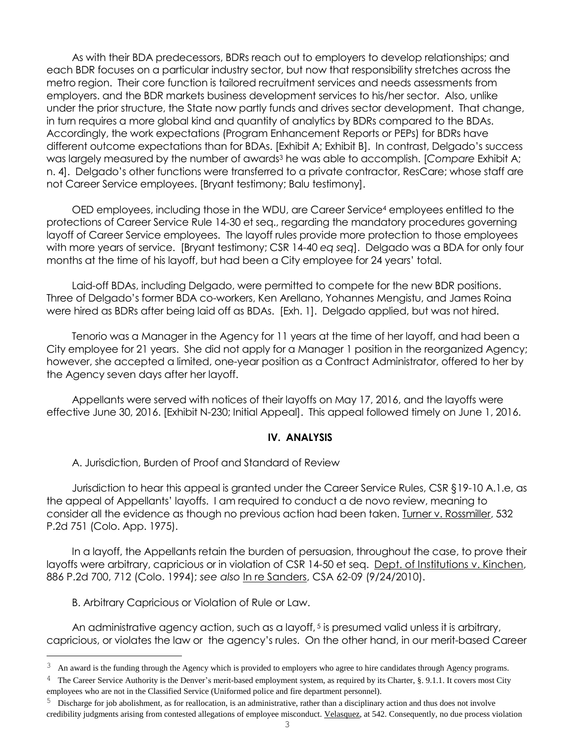As with their BDA predecessors, BDRs reach out to employers to develop relationships; and each BDR focuses on a particular industry sector, but now that responsibility stretches across the metro region. Their core function is tailored recruitment services and needs assessments from employers. and the BDR markets business development services to his/her sector. Also, unlike under the prior structure, the State now partly funds and drives sector development. That change, in turn requires a more global kind and quantity of analytics by BDRs compared to the BDAs. Accordingly, the work expectations (Program Enhancement Reports or PEPs) for BDRs have different outcome expectations than for BDAs. [Exhibit A; Exhibit B]. In contrast, Delgado's success was largely measured by the number of awards[3] he was able to accomplish. [*Compare* Exhibit A; n. 4]. Delgado's other functions were transferred to a private contractor, ResCare; whose staff are not Career Service employees. [Bryant testimony; Balu testimony].

OED employees, including those in the WDU, are Career Service[4] employees entitled to the protections of Career Service Rule 14-30 et seq., regarding the mandatory procedures governing layoff of Career Service employees. The layoff rules provide more protection to those employees with more years of service. [Bryant testimony; CSR 14-40 *eq seq*]. Delgado was a BDA for only four months at the time of his layoff, but had been a City employee for 24 years' total.

Laid-off BDAs, including Delgado, were permitted to compete for the new BDR positions. Three of Delgado's former BDA co-workers, Ken Arellano, Yohannes Mengistu, and James Roina were hired as BDRs after being laid off as BDAs. [Exh. 1]. Delgado applied, but was not hired.

Tenorio was a Manager in the Agency for 11 years at the time of her layoff, and had been a City employee for 21 years. She did not apply for a Manager 1 position in the reorganized Agency; however, she accepted a limited, one-year position as a Contract Administrator, offered to her by the Agency seven days after her layoff.

Appellants were served with notices of their layoffs on May 17, 2016, and the layoffs were effective June 30, 2016. [Exhibit N-230; Initial Appeal]. This appeal followed timely on June 1, 2016.

## IV. ANALYSIS

A. Jurisdiction, Burden of Proof and Standard of Review

Jurisdiction to hear this appeal is granted under the Career Service Rules, CSR §19-10 A.1.e, as the appeal of Appellants' layoffs. I am required to conduct a de novo review, meaning to consider all the evidence as though no previous action had been taken. Turner v. Rossmiller, 532 P.2d 751 (Colo. App. 1975).

In a layoff, the Appellants retain the burden of persuasion, throughout the case, to prove their layoffs were arbitrary, capricious or in violation of CSR 14-50 et seq. Dept. of Institutions v. Kinchen, 886 P.2d 700, 712 (Colo. 1994); *see also* In re Sanders, CSA 62-09 (9/24/2010).

B. Arbitrary Capricious or Violation of Rule or Law.

An administrative agency action, such as a layoff, [5] is presumed valid unless it is arbitrary, capricious, or violates the law or the agency's rules. On the other hand, in our merit-based Career

---

[3] An award is the funding through the Agency which is provided to employers who agree to hire candidates through Agency programs.

[4] The Career Service Authority is the Denver's merit-based employment system, as required by its Charter, §. 9.1.1. It covers most City employees who are not in the Classified Service (Uniformed police and fire department personnel).

[5] Discharge for job abolishment, as for reallocation, is an administrative, rather than a disciplinary action and thus does not involve credibility judgments arising from contested allegations of employee misconduct. Velasquez, at 542. Consequently, no due process violation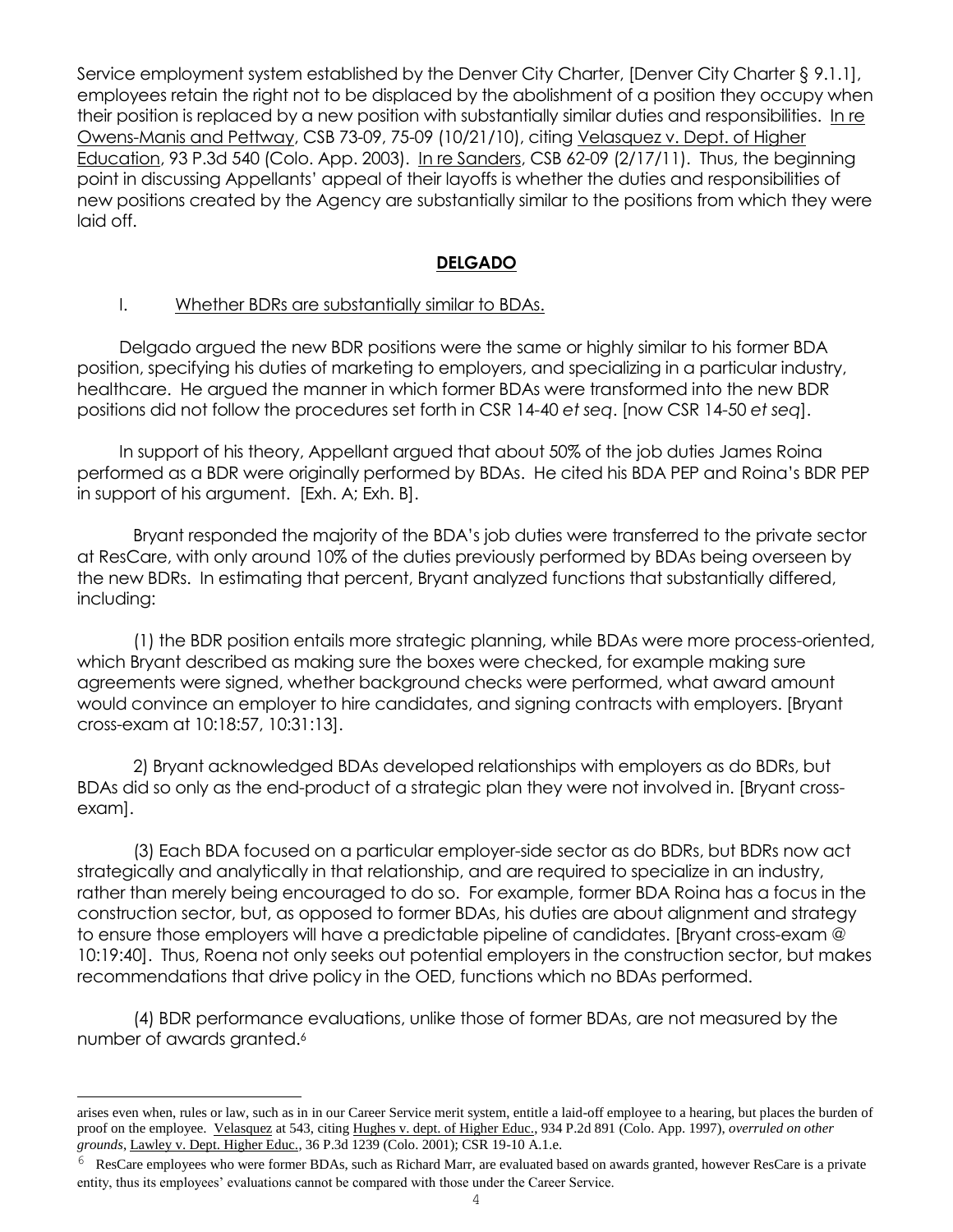Service employment system established by the Denver City Charter, [Denver City Charter § 9.1.1], employees retain the right not to be displaced by the abolishment of a position they occupy when their position is replaced by a new position with substantially similar duties and responsibilities. In re Owens-Manis and Pettway, CSB 73-09, 75-09 (10/21/10), citing Velasquez v. Dept. of Higher Education, 93 P.3d 540 (Colo. App. 2003). In re Sanders, CSB 62-09 (2/17/11). Thus, the beginning point in discussing Appellants' appeal of their layoffs is whether the duties and responsibilities of new positions created by the Agency are substantially similar to the positions from which they were laid off.

## DELGADO

I. Whether BDRs are substantially similar to BDAs.

Delgado argued the new BDR positions were the same or highly similar to his former BDA position, specifying his duties of marketing to employers, and specializing in a particular industry, healthcare. He argued the manner in which former BDAs were transformed into the new BDR positions did not follow the procedures set forth in CSR 14-40 *et seq*. [now CSR 14-50 *et seq*].

In support of his theory, Appellant argued that about 50% of the job duties James Roina performed as a BDR were originally performed by BDAs. He cited his BDA PEP and Roina's BDR PEP in support of his argument. [Exh. A; Exh. B].

Bryant responded the majority of the BDA's job duties were transferred to the private sector at ResCare, with only around 10% of the duties previously performed by BDAs being overseen by the new BDRs. In estimating that percent, Bryant analyzed functions that substantially differed, including:

(1) the BDR position entails more strategic planning, while BDAs were more process-oriented, which Bryant described as making sure the boxes were checked, for example making sure agreements were signed, whether background checks were performed, what award amount would convince an employer to hire candidates, and signing contracts with employers. [Bryant cross-exam at 10:18:57, 10:31:13].

2) Bryant acknowledged BDAs developed relationships with employers as do BDRs, but BDAs did so only as the end-product of a strategic plan they were not involved in. [Bryant cross-exam].

(3) Each BDA focused on a particular employer-side sector as do BDRs, but BDRs now act strategically and analytically in that relationship, and are required to specialize in an industry, rather than merely being encouraged to do so. For example, former BDA Roina has a focus in the construction sector, but, as opposed to former BDAs, his duties are about alignment and strategy to ensure those employers will have a predictable pipeline of candidates. [Bryant cross-exam @ 10:19:40]. Thus, Roena not only seeks out potential employers in the construction sector, but makes recommendations that drive policy in the OED, functions which no BDAs performed.

(4) BDR performance evaluations, unlike those of former BDAs, are not measured by the number of awards granted.[6]

---

arises even when, rules or law, such as in in our Career Service merit system, entitle a laid-off employee to a hearing, but places the burden of proof on the employee. Velasquez at 543, citing Hughes v. dept. of Higher Educ., 934 P.2d 891 (Colo. App. 1997), *overruled on other grounds*, Lawley v. Dept. Higher Educ., 36 P.3d 1239 (Colo. 2001); CSR 19-10 A.1.e.

[6] ResCare employees who were former BDAs, such as Richard Marr, are evaluated based on awards granted, however ResCare is a private entity, thus its employees' evaluations cannot be compared with those under the Career Service.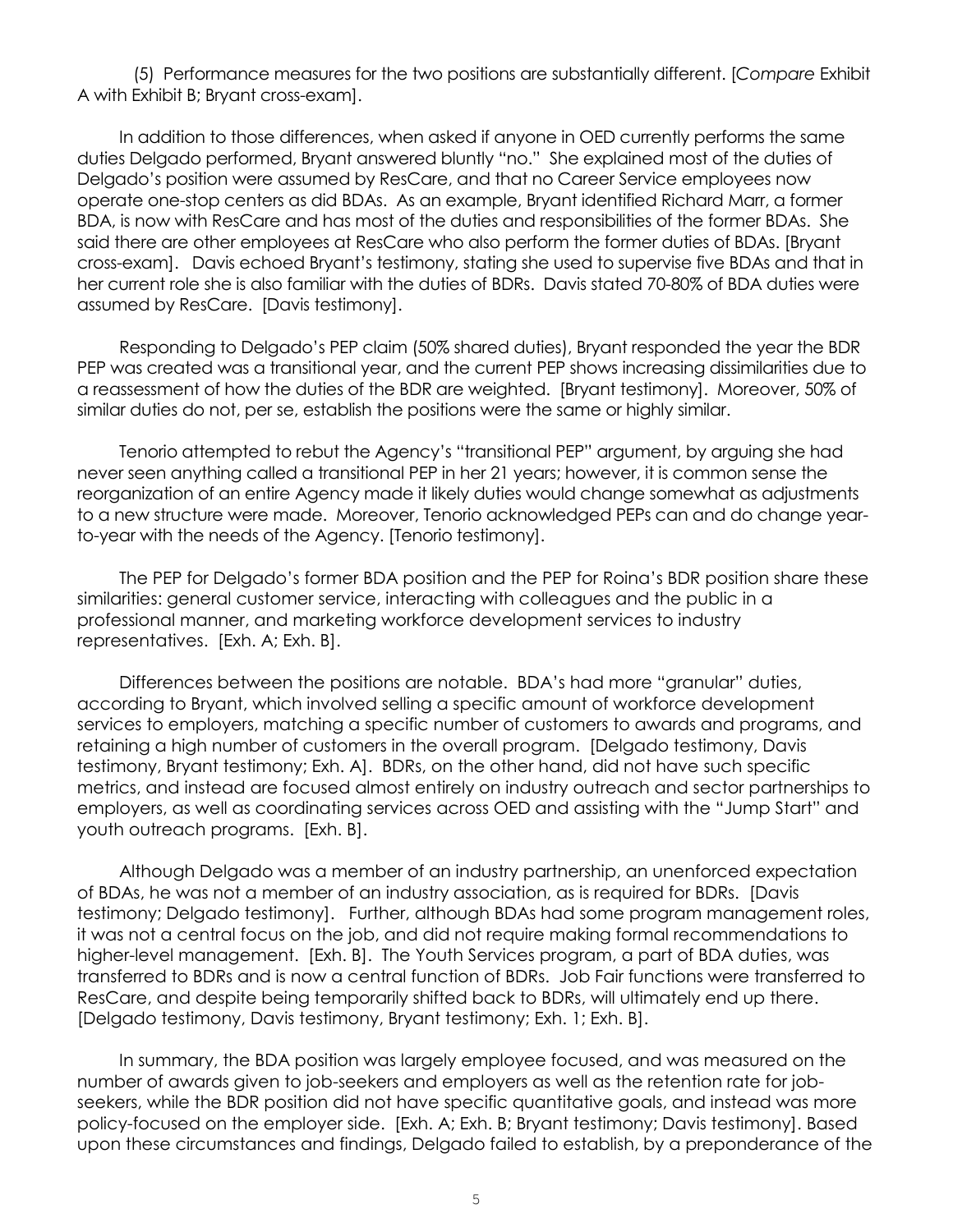(5) Performance measures for the two positions are substantially different. [*Compare* Exhibit A with Exhibit B; Bryant cross-exam].

In addition to those differences, when asked if anyone in OED currently performs the same duties Delgado performed, Bryant answered bluntly "no." She explained most of the duties of Delgado's position were assumed by ResCare, and that no Career Service employees now operate one-stop centers as did BDAs. As an example, Bryant identified Richard Marr, a former BDA, is now with ResCare and has most of the duties and responsibilities of the former BDAs. She said there are other employees at ResCare who also perform the former duties of BDAs. [Bryant cross-exam]. Davis echoed Bryant's testimony, stating she used to supervise five BDAs and that in her current role she is also familiar with the duties of BDRs. Davis stated 70-80% of BDA duties were assumed by ResCare. [Davis testimony].

Responding to Delgado's PEP claim (50% shared duties), Bryant responded the year the BDR PEP was created was a transitional year, and the current PEP shows increasing dissimilarities due to a reassessment of how the duties of the BDR are weighted. [Bryant testimony]. Moreover, 50% of similar duties do not, per se, establish the positions were the same or highly similar.

Tenorio attempted to rebut the Agency's "transitional PEP" argument, by arguing she had never seen anything called a transitional PEP in her 21 years; however, it is common sense the reorganization of an entire Agency made it likely duties would change somewhat as adjustments to a new structure were made. Moreover, Tenorio acknowledged PEPs can and do change year-to-year with the needs of the Agency. [Tenorio testimony].

The PEP for Delgado's former BDA position and the PEP for Roina's BDR position share these similarities: general customer service, interacting with colleagues and the public in a professional manner, and marketing workforce development services to industry representatives. [Exh. A; Exh. B].

Differences between the positions are notable. BDA's had more "granular" duties, according to Bryant, which involved selling a specific amount of workforce development services to employers, matching a specific number of customers to awards and programs, and retaining a high number of customers in the overall program. [Delgado testimony, Davis testimony, Bryant testimony; Exh. A]. BDRs, on the other hand, did not have such specific metrics, and instead are focused almost entirely on industry outreach and sector partnerships to employers, as well as coordinating services across OED and assisting with the "Jump Start" and youth outreach programs. [Exh. B].

Although Delgado was a member of an industry partnership, an unenforced expectation of BDAs, he was not a member of an industry association, as is required for BDRs. [Davis testimony; Delgado testimony]. Further, although BDAs had some program management roles, it was not a central focus on the job, and did not require making formal recommendations to higher-level management. [Exh. B]. The Youth Services program, a part of BDA duties, was transferred to BDRs and is now a central function of BDRs. Job Fair functions were transferred to ResCare, and despite being temporarily shifted back to BDRs, will ultimately end up there. [Delgado testimony, Davis testimony, Bryant testimony; Exh. 1; Exh. B].

In summary, the BDA position was largely employee focused, and was measured on the number of awards given to job-seekers and employers as well as the retention rate for job-seekers, while the BDR position did not have specific quantitative goals, and instead was more policy-focused on the employer side. [Exh. A; Exh. B; Bryant testimony; Davis testimony]. Based upon these circumstances and findings, Delgado failed to establish, by a preponderance of the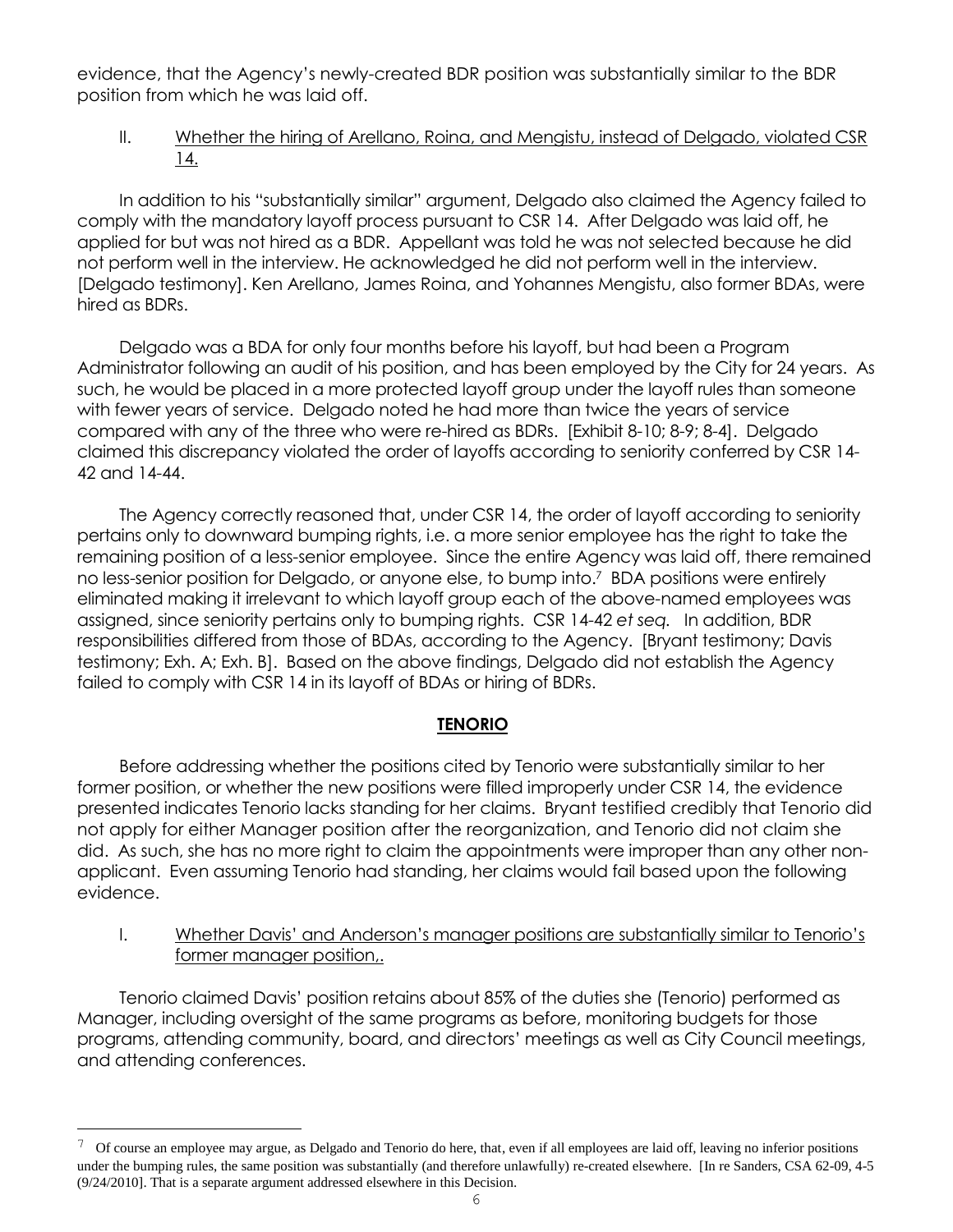evidence, that the Agency's newly-created BDR position was substantially similar to the BDR position from which he was laid off.

II. <u>Whether the hiring of Arellano, Roina, and Mengistu, instead of Delgado, violated CSR 14.</u>

In addition to his "substantially similar" argument, Delgado also claimed the Agency failed to comply with the mandatory layoff process pursuant to CSR 14. After Delgado was laid off, he applied for but was not hired as a BDR. Appellant was told he was not selected because he did not perform well in the interview. He acknowledged he did not perform well in the interview. [Delgado testimony]. Ken Arellano, James Roina, and Yohannes Mengistu, also former BDAs, were hired as BDRs.

Delgado was a BDA for only four months before his layoff, but had been a Program Administrator following an audit of his position, and has been employed by the City for 24 years. As such, he would be placed in a more protected layoff group under the layoff rules than someone with fewer years of service. Delgado noted he had more than twice the years of service compared with any of the three who were re-hired as BDRs. [Exhibit 8-10; 8-9; 8-4]. Delgado claimed this discrepancy violated the order of layoffs according to seniority conferred by CSR 14-42 and 14-44.

The Agency correctly reasoned that, under CSR 14, the order of layoff according to seniority pertains only to downward bumping rights, i.e. a more senior employee has the right to take the remaining position of a less-senior employee. Since the entire Agency was laid off, there remained no less-senior position for Delgado, or anyone else, to bump into.[7] BDA positions were entirely eliminated making it irrelevant to which layoff group each of the above-named employees was assigned, since seniority pertains only to bumping rights. CSR 14-42 *et seq.* In addition, BDR responsibilities differed from those of BDAs, according to the Agency. [Bryant testimony; Davis testimony; Exh. A; Exh. B]. Based on the above findings, Delgado did not establish the Agency failed to comply with CSR 14 in its layoff of BDAs or hiring of BDRs.

## **<u>TENORIO</u>**

Before addressing whether the positions cited by Tenorio were substantially similar to her former position, or whether the new positions were filled improperly under CSR 14, the evidence presented indicates Tenorio lacks standing for her claims. Bryant testified credibly that Tenorio did not apply for either Manager position after the reorganization, and Tenorio did not claim she did. As such, she has no more right to claim the appointments were improper than any other non-applicant. Even assuming Tenorio had standing, her claims would fail based upon the following evidence.

I. <u>Whether Davis' and Anderson's manager positions are substantially similar to Tenorio's former manager position,.</u>

Tenorio claimed Davis' position retains about 85% of the duties she (Tenorio) performed as Manager, including oversight of the same programs as before, monitoring budgets for those programs, attending community, board, and directors' meetings as well as City Council meetings, and attending conferences.

---

[7] Of course an employee may argue, as Delgado and Tenorio do here, that, even if all employees are laid off, leaving no inferior positions under the bumping rules, the same position was substantially (and therefore unlawfully) re-created elsewhere. [In re Sanders, CSA 62-09, 4-5 (9/24/2010]. That is a separate argument addressed elsewhere in this Decision.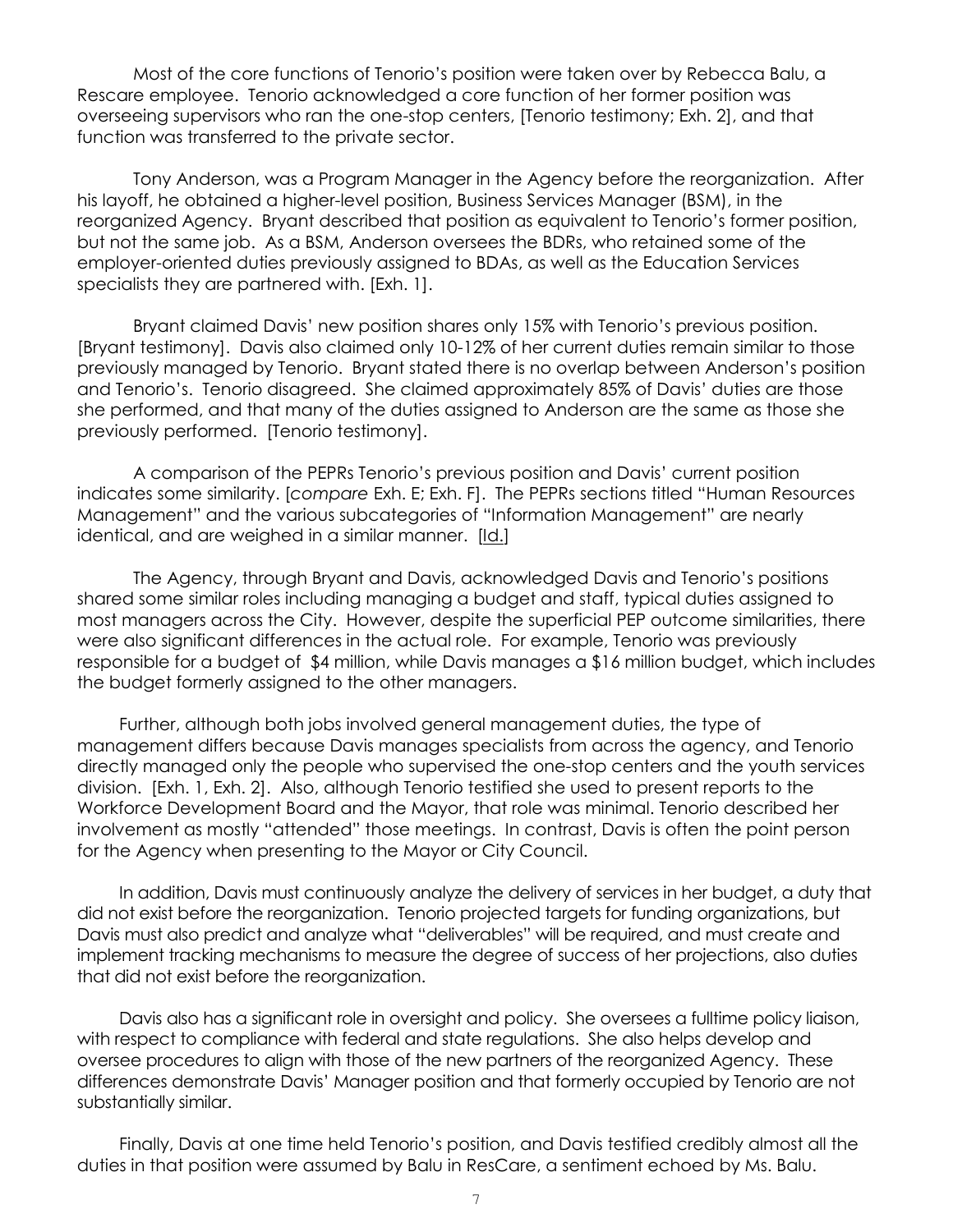Most of the core functions of Tenorio's position were taken over by Rebecca Balu, a Rescare employee. Tenorio acknowledged a core function of her former position was overseeing supervisors who ran the one-stop centers, [Tenorio testimony; Exh. 2], and that function was transferred to the private sector.

Tony Anderson, was a Program Manager in the Agency before the reorganization. After his layoff, he obtained a higher-level position, Business Services Manager (BSM), in the reorganized Agency. Bryant described that position as equivalent to Tenorio's former position, but not the same job. As a BSM, Anderson oversees the BDRs, who retained some of the employer-oriented duties previously assigned to BDAs, as well as the Education Services specialists they are partnered with. [Exh. 1].

Bryant claimed Davis' new position shares only 15% with Tenorio's previous position. [Bryant testimony]. Davis also claimed only 10-12% of her current duties remain similar to those previously managed by Tenorio. Bryant stated there is no overlap between Anderson's position and Tenorio's. Tenorio disagreed. She claimed approximately 85% of Davis' duties are those she performed, and that many of the duties assigned to Anderson are the same as those she previously performed. [Tenorio testimony].

A comparison of the PEPRs Tenorio's previous position and Davis' current position indicates some similarity. [*compare* Exh. E; Exh. F]. The PEPRs sections titled "Human Resources Management" and the various subcategories of "Information Management" are nearly identical, and are weighed in a similar manner. [Id.]

The Agency, through Bryant and Davis, acknowledged Davis and Tenorio's positions shared some similar roles including managing a budget and staff, typical duties assigned to most managers across the City. However, despite the superficial PEP outcome similarities, there were also significant differences in the actual role. For example, Tenorio was previously responsible for a budget of $4 million, while Davis manages a $16 million budget, which includes the budget formerly assigned to the other managers.

Further, although both jobs involved general management duties, the type of management differs because Davis manages specialists from across the agency, and Tenorio directly managed only the people who supervised the one-stop centers and the youth services division. [Exh. 1, Exh. 2]. Also, although Tenorio testified she used to present reports to the Workforce Development Board and the Mayor, that role was minimal. Tenorio described her involvement as mostly "attended" those meetings. In contrast, Davis is often the point person for the Agency when presenting to the Mayor or City Council.

In addition, Davis must continuously analyze the delivery of services in her budget, a duty that did not exist before the reorganization. Tenorio projected targets for funding organizations, but Davis must also predict and analyze what "deliverables" will be required, and must create and implement tracking mechanisms to measure the degree of success of her projections, also duties that did not exist before the reorganization.

Davis also has a significant role in oversight and policy. She oversees a fulltime policy liaison, with respect to compliance with federal and state regulations. She also helps develop and oversee procedures to align with those of the new partners of the reorganized Agency. These differences demonstrate Davis' Manager position and that formerly occupied by Tenorio are not substantially similar.

Finally, Davis at one time held Tenorio's position, and Davis testified credibly almost all the duties in that position were assumed by Balu in ResCare, a sentiment echoed by Ms. Balu.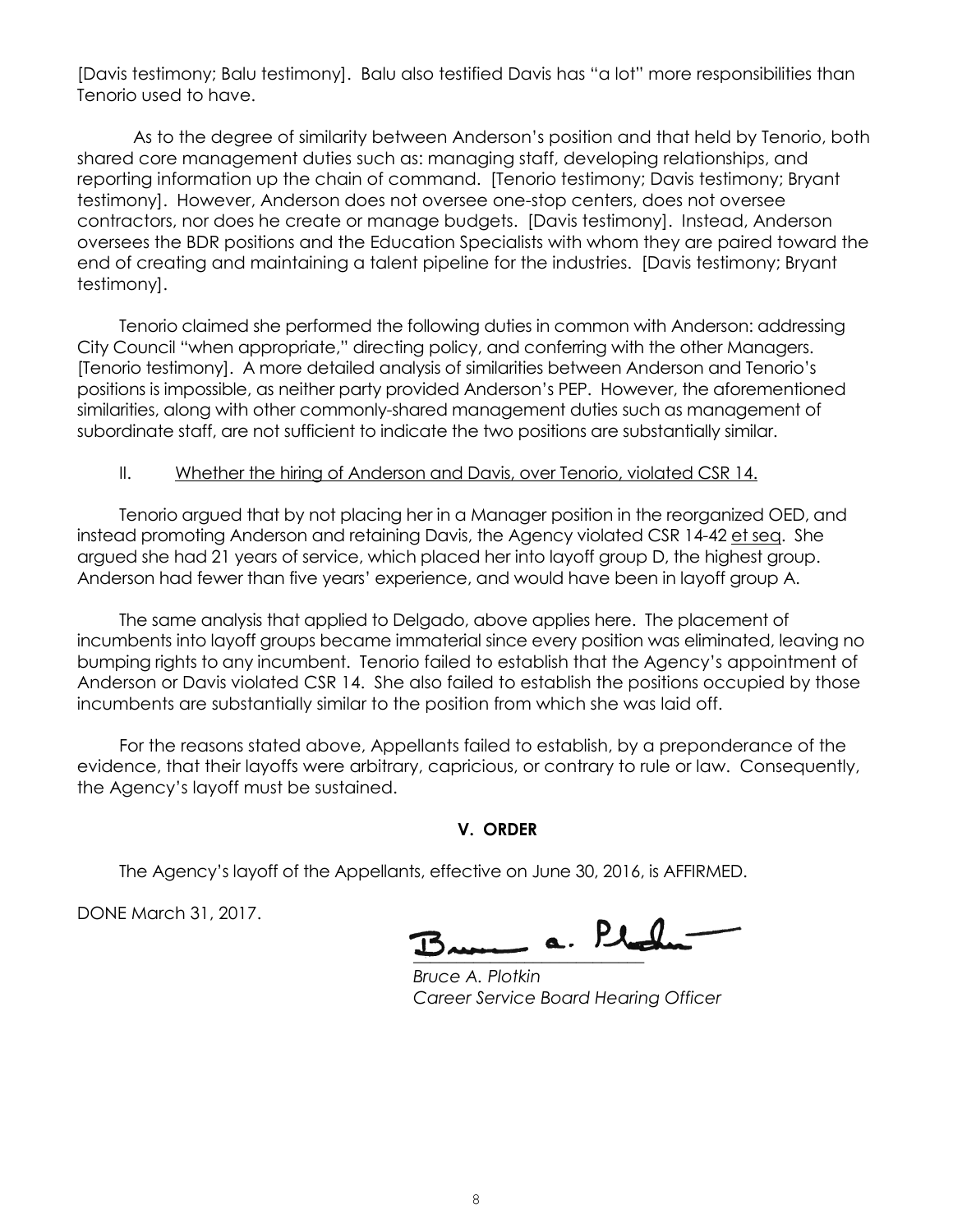[Davis testimony; Balu testimony]. Balu also testified Davis has "a lot" more responsibilities than Tenorio used to have.

As to the degree of similarity between Anderson's position and that held by Tenorio, both shared core management duties such as: managing staff, developing relationships, and reporting information up the chain of command. [Tenorio testimony; Davis testimony; Bryant testimony]. However, Anderson does not oversee one-stop centers, does not oversee contractors, nor does he create or manage budgets. [Davis testimony]. Instead, Anderson oversees the BDR positions and the Education Specialists with whom they are paired toward the end of creating and maintaining a talent pipeline for the industries. [Davis testimony; Bryant testimony].

Tenorio claimed she performed the following duties in common with Anderson: addressing City Council "when appropriate," directing policy, and conferring with the other Managers. [Tenorio testimony]. A more detailed analysis of similarities between Anderson and Tenorio's positions is impossible, as neither party provided Anderson's PEP. However, the aforementioned similarities, along with other commonly-shared management duties such as management of subordinate staff, are not sufficient to indicate the two positions are substantially similar.

II. Whether the hiring of Anderson and Davis, over Tenorio, violated CSR 14.

Tenorio argued that by not placing her in a Manager position in the reorganized OED, and instead promoting Anderson and retaining Davis, the Agency violated CSR 14-42 et seq. She argued she had 21 years of service, which placed her into layoff group D, the highest group. Anderson had fewer than five years' experience, and would have been in layoff group A.

The same analysis that applied to Delgado, above applies here. The placement of incumbents into layoff groups became immaterial since every position was eliminated, leaving no bumping rights to any incumbent. Tenorio failed to establish that the Agency's appointment of Anderson or Davis violated CSR 14. She also failed to establish the positions occupied by those incumbents are substantially similar to the position from which she was laid off.

For the reasons stated above, Appellants failed to establish, by a preponderance of the evidence, that their layoffs were arbitrary, capricious, or contrary to rule or law. Consequently, the Agency's layoff must be sustained.

## V. ORDER

The Agency's layoff of the Appellants, effective on June 30, 2016, is AFFIRMED.

DONE March 31, 2017.

*Bruce A. Plotkin*
*Career Service Board Hearing Officer*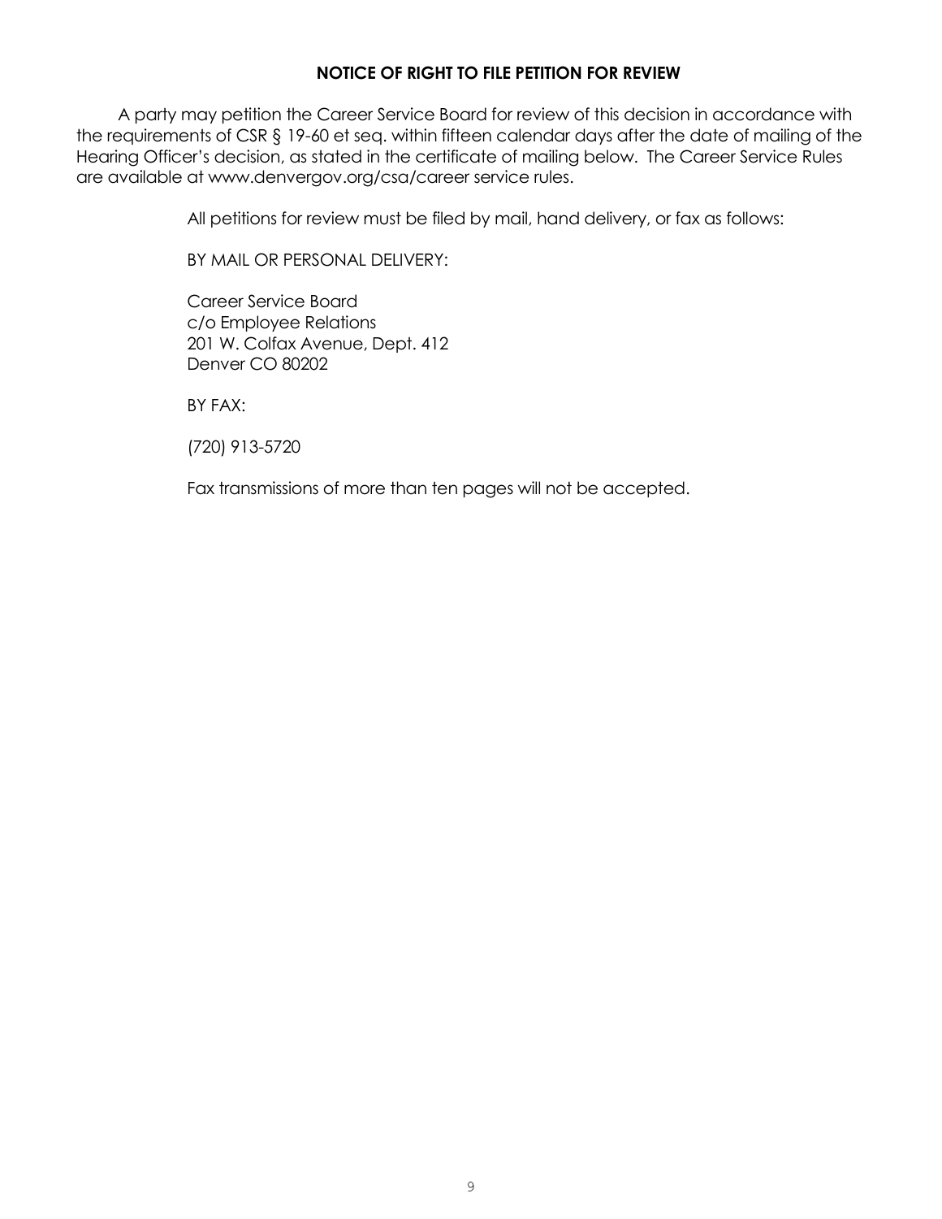**NOTICE OF RIGHT TO FILE PETITION FOR REVIEW**

A party may petition the Career Service Board for review of this decision in accordance with the requirements of CSR § 19-60 et seq. within fifteen calendar days after the date of mailing of the Hearing Officer's decision, as stated in the certificate of mailing below. The Career Service Rules are available at www.denvergov.org/csa/career service rules.

All petitions for review must be filed by mail, hand delivery, or fax as follows:

BY MAIL OR PERSONAL DELIVERY:

Career Service Board
c/o Employee Relations
201 W. Colfax Avenue, Dept. 412
Denver CO 80202

BY FAX:

(720) 913-5720

Fax transmissions of more than ten pages will not be accepted.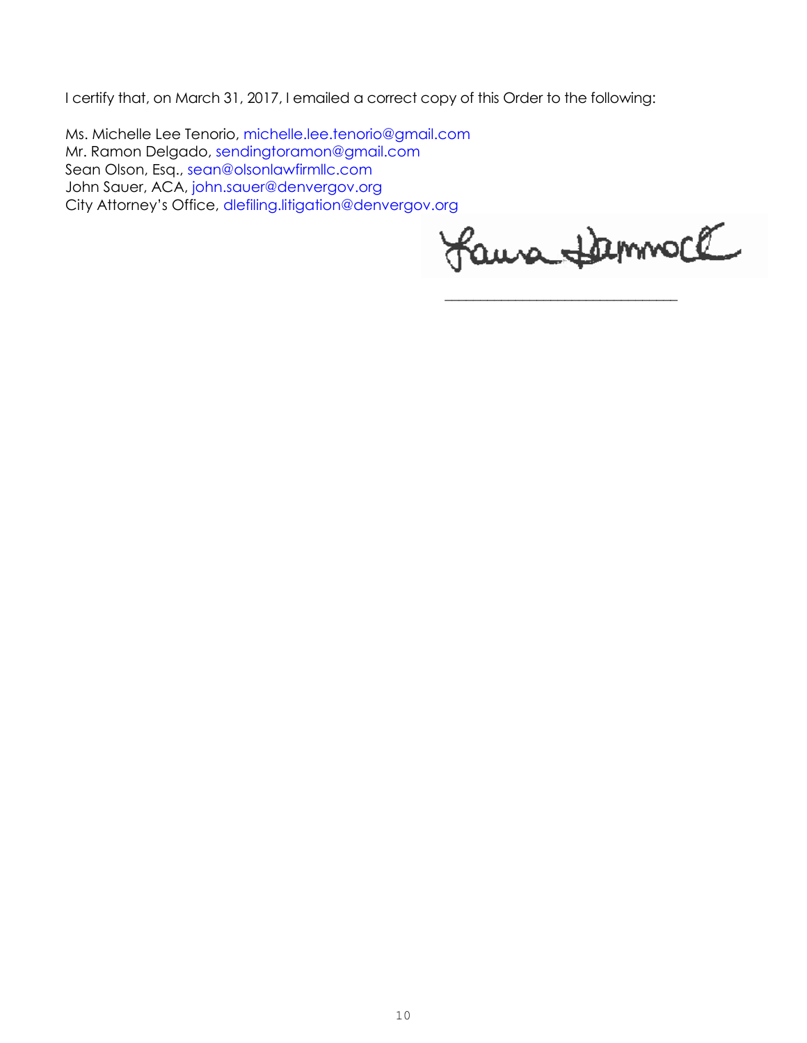I certify that, on March 31, 2017, I emailed a correct copy of this Order to the following:

Ms. Michelle Lee Tenorio, michelle.lee.tenorio@gmail.com
Mr. Ramon Delgado, sendingtoramon@gmail.com
Sean Olson, Esq., sean@olsonlawfirmllc.com
John Sauer, ACA, john.sauer@denvergov.org
City Attorney's Office, dlefiling.litigation@denvergov.org

Laura Hammock

\_\_\_\_\_\_\_\_\_\_\_\_\_\_\_\_\_\_\_\_\_\_\_\_\_\_\_\_\_\_\_\_